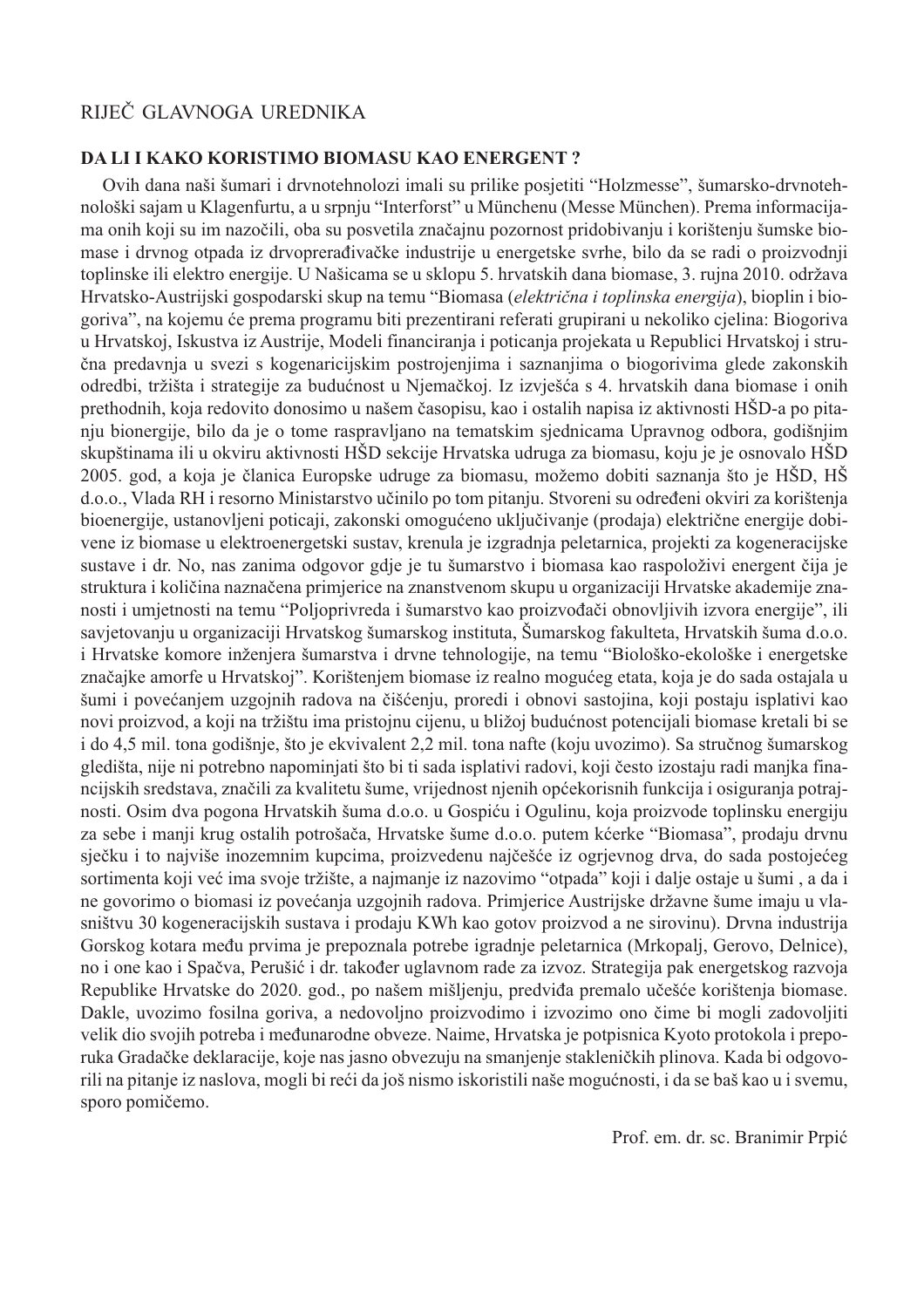RIJEČ GLAVNOGA UREDNIKA

## DA LI I KAKO KORISTIMO BIOMASU KAO ENERGENT ?

Ovih dana naši šumari i drvnotehnolozi imali su prilike posjetiti "Holzmesse", šumarsko-drvnotehnološki sajam u Klagenfurtu, a u srpnju "Interforst" u Münchenu (Messe München). Prema informacijama onih koji su im nazočili, oba su posvetila značajnu pozornost pridobivanju i korištenju šumske biomase i drvnog otpada iz drvoprerađivačke industrije u energetske svrhe, bilo da se radi o proizvodnji toplinske ili elektro energije. U Našicama se u sklopu 5. hrvatskih dana biomase, 3. rujna 2010. održava Hrvatsko-Austrijski gospodarski skup na temu "Biomasa (*električna i toplinska energija*), bioplin i biogoriva", na kojemu će prema programu biti prezentirani referati grupirani u nekoliko cjelina: Biogoriva u Hrvatskoj, Iskustva iz Austrije, Modeli financiranja i poticanja projekata u Republici Hrvatskoj i stručna predavnja u svezi s kogenaricijskim postrojenjima i saznanjima o biogorivima glede zakonskih odredbi, tržišta i strategije za budućnost u Njemačkoj. Iz izvješća s 4. hrvatskih dana biomase i onih prethodnih, koja redovito donosimo u našem časopisu, kao i ostalih napisa iz aktivnosti HŠD-a po pitanju bionergije, bilo da je o tome raspravljano na tematskim sjednicama Upravnog odbora, godišnjim skupštinama ili u okviru aktivnosti HŠD sekcije Hrvatska udruga za biomasu, koju je je osnovalo HŠD 2005. god, a koja je članica Europske udruge za biomasu, možemo dobiti saznanja što je HŠD, HŠ d.o.o., Vlada RH i resorno Ministarstvo učinilo po tom pitanju. Stvoreni su određeni okviri za korištenja bioenergije, ustanovljeni poticaji, zakonski omogućeno uključivanje (prodaja) električne energije dobivene iz biomase u elektroenergetski sustav, krenula je izgradnja peletarnica, projekti za kogeneracijske sustave i dr. No, nas zanima odgovor gdje je tu šumarstvo i biomasa kao raspoloživi energent čija je struktura i količina naznačena primjerice na znanstvenom skupu u organizaciji Hrvatske akademije znanosti i umjetnosti na temu "Poljoprivreda i šumarstvo kao proizvođači obnovljivih izvora energije", ili savjetovanju u organizaciji Hrvatskog šumarskog instituta, Šumarskog fakulteta, Hrvatskih šuma d.o.o. i Hrvatske komore inženjera šumarstva i drvne tehnologije, na temu "Biološko-ekološke i energetske značajke amorfe u Hrvatskoj". Korištenjem biomase iz realno mogućeg etata, koja je do sada ostajala u šumi i povećanjem uzgojnih radova na čišćenju, proredi i obnovi sastojina, koji postaju isplativi kao novi proizvod, a koji na tržištu ima pristojnu cijenu, u bližoj budućnost potencijali biomase kretali bi se i do 4,5 mil. tona godišnje, što je ekvivalent 2,2 mil. tona nafte (koju uvozimo). Sa stručnog šumarskog gledišta, nije ni potrebno napominjati što bi ti sada isplativi radovi, koji često izostaju radi manjka financijskih sredstava, značili za kvalitetu šume, vrijednost njenih općekorisnih funkcija i osiguranja potrajnosti. Osim dva pogona Hrvatskih šuma d.o.o. u Gospiću i Ogulinu, koja proizvode toplinsku energiju za sebe i manji krug ostalih potrošača, Hrvatske šume d.o.o. putem kćerke "Biomasa", prodaju drvnu sječku i to najviše inozemnim kupcima, proizvedenu najčešće iz ogrjevnog drva, do sada postojećeg sortimenta koji već ima svoje tržište, a najmanje iz nazovimo "otpada" koji i dalje ostaje u šumi , a da i ne govorimo o biomasi iz povećanja uzgojnih radova. Primjerice Austrijske državne šume imaju u vlasništvu 30 kogeneracijskih sustava i prodaju KWh kao gotov proizvod a ne sirovinu). Drvna industrija Gorskog kotara među prvima je prepoznala potrebe igradnje peletarnica (Mrkopalj, Gerovo, Delnice), no i one kao i Spačva, Perušić i dr. također uglavnom rade za izvoz. Strategija pak energetskog razvoja Republike Hrvatske do 2020. god., po našem mišljenju, predviđa premalo učešće korištenja biomase. Dakle, uvozimo fosilna goriva, a nedovoljno proizvodimo i izvozimo ono čime bi mogli zadovoljiti velik dio svojih potreba i međunarodne obveze. Naime, Hrvatska je potpisnica Kyoto protokola i preporuka Gradačke deklaracije, koje nas jasno obvezuju na smanjenje stakleničkih plinova. Kada bi odgovorili na pitanje iz naslova, mogli bi reći da još nismo iskoristili naše mogućnosti, i da se baš kao u i svemu, sporo pomičemo.

Prof. em. dr. sc. Branimir Prpić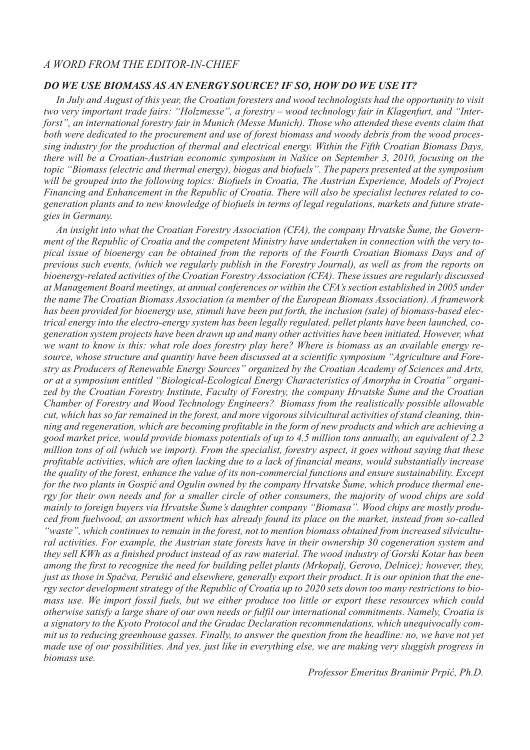*A WORD FROM THE EDITOR-IN-CHIEF*

## *DO WE USE BIOMASS AS AN ENERGY SOURCE? IF SO, HOW DO WE USE IT?*

*In July and August of this year, the Croatian foresters and wood technologists had the opportunity to visit two very important trade fairs: "Holzmesse", a forestry – wood technology fair in Klagenfurt, and "Interforst", an international forestry fair in Munich (Messe Munich). Those who attended these events claim that both were dedicated to the procurement and use of forest biomass and woody debris from the wood processing industry for the production of thermal and electrical energy. Within the Fifth Croatian Biomass Days, there will be a Croatian-Austrian economic symposium in Našice on September 3, 2010, focusing on the topic "Biomass (electric and thermal energy), biogas and biofuels". The papers presented at the symposium will be grouped into the following topics: Biofuels in Croatia, The Austrian Experience, Models of Project Financing and Enhancement in the Republic of Croatia. There will also be specialist lectures related to cogeneration plants and to new knowledge of biofuels in terms of legal regulations, markets and future strategies in Germany.*

*An insight into what the Croatian Forestry Association (CFA), the company Hrvatske Šume, the Government of the Republic of Croatia and the competent Ministry have undertaken in connection with the very topical issue of bioenergy can be obtained from the reports of the Fourth Croatian Biomass Days and of previous such events, (which we regularly publish in the Forestry Journal), as well as from the reports on bioenergy-related activities of the Croatian Forestry Association (CFA). These issues are regularly discussed at Management Board meetings, at annual conferences or within the CFA's section established in 2005 under the name The Croatian Biomass Association (a member of the European Biomass Association). A framework has been provided for bioenergy use, stimuli have been put forth, the inclusion (sale) of biomass-based electrical energy into the electro-energy system has been legally regulated, pellet plants have been launched, cogeneration system projects have been drawn up and many other activities have been initiated. However, what we want to know is this: what role does forestry play here? Where is biomass as an available energy resource, whose structure and quantity have been discussed at a scientific symposium "Agriculture and Forestry as Producers of Renewable Energy Sources" organized by the Croatian Academy of Sciences and Arts, or at a symposium entitled "Biological-Ecological Energy Characteristics of Amorpha in Croatia" organized by the Croatian Forestry Institute, Faculty of Forestry, the company Hrvatske Šume and the Croatian Chamber of Forestry and Wood Technology Engineers? Biomass from the realistically possible allowable cut, which has so far remained in the forest, and more vigorous silvicultural activities of stand cleaning, thinning and regeneration, which are becoming profitable in the form of new products and which are achieving a good market price, would provide biomass potentials of up to 4.5 million tons annually, an equivalent of 2.2 million tons of oil (which we import). From the specialist, forestry aspect, it goes without saying that these profitable activities, which are often lacking due to a lack of financial means, would substantially increase the quality of the forest, enhance the value of its non-commercial functions and ensure sustainability. Except for the two plants in Gospić and Ogulin owned by the company Hrvatske Šume, which produce thermal energy for their own needs and for a smaller circle of other consumers, the majority of wood chips are sold mainly to foreign buyers via Hrvatske Šume's daughter company "Biomasa". Wood chips are mostly produced from fuelwood, an assortment which has already found its place on the market, instead from so-called "waste", which continues to remain in the forest, not to mention biomass obtained from increased silvicultural activities. For example, the Austrian state forests have in their ownership 30 cogeneration system and they sell KWh as a finished product instead of as raw material. The wood industry of Gorski Kotar has been among the first to recognize the need for building pellet plants (Mrkopalj, Gerovo, Delnice); however, they, just as those in Spačva, Perušić and elsewhere, generally export their product. It is our opinion that the energy sector development strategy of the Republic of Croatia up to 2020 sets down too many restrictions to biomass use. We import fossil fuels, but we either produce too little or export these resources which could otherwise satisfy a large share of our own needs or fulfil our international commitments. Namely, Croatia is a signatory to the Kyoto Protocol and the Gradac Declaration recommendations, which unequivocally commit us to reducing greenhouse gasses. Finally, to answer the question from the headline: no, we have not yet made use of our possibilities. And yes, just like in everything else, we are making very sluggish progress in biomass use.*

*Professor Emeritus Branimir Prpić, Ph.D.*